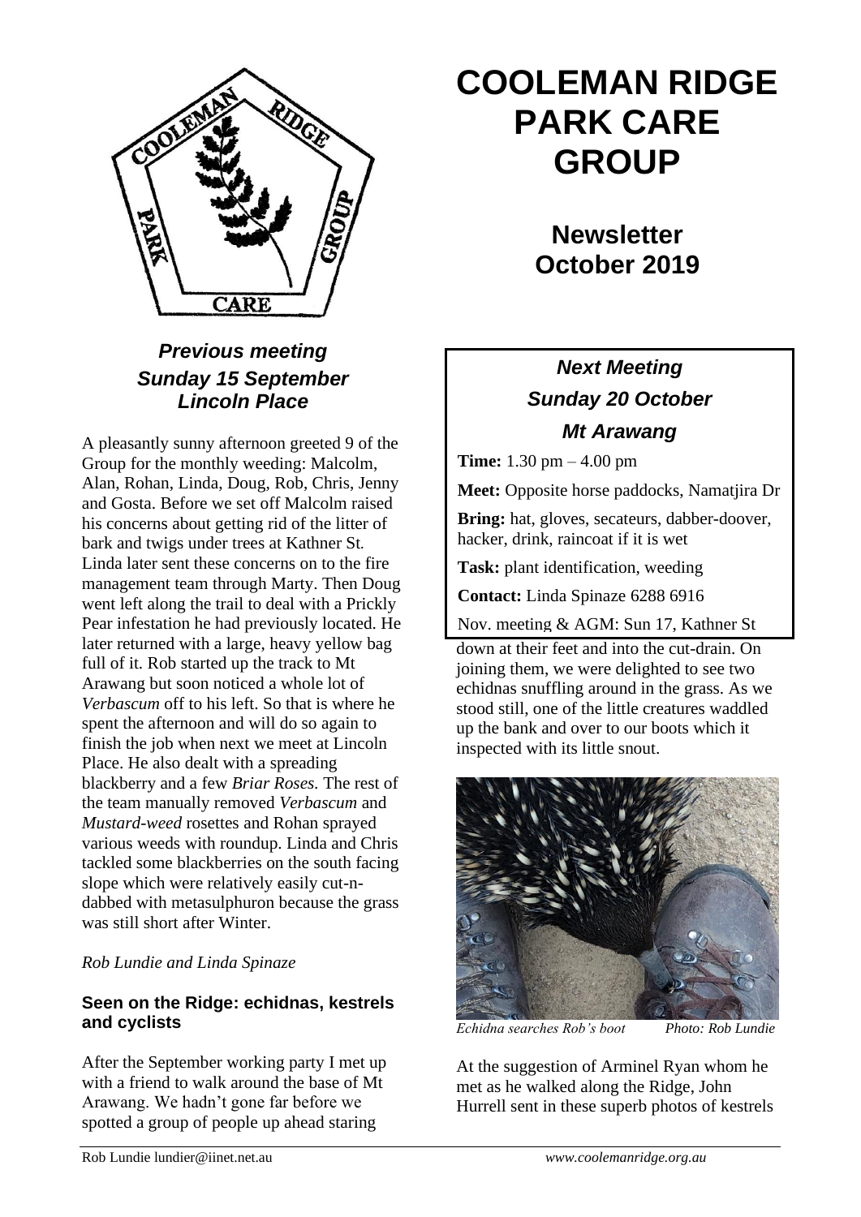# COOLEMAN RIDGE PARK CARE GROUP

## Newsletter October 2019

### *Previous meeting Sunday 15 September Lincoln Place*

A pleasantly sunny afternoon greeted 9 of the Group for the monthly weeding: Malcolm, Alan, Rohan, Linda, Doug, Rob, Chris, Jenny and Gosta. Before we set off Malcolm raised his concerns about getting rid of the litter of bark and twigs under trees at Kathner St. Linda later sent these concerns on to the fire management team through Marty. Then Doug went left along the trail to deal with a Prickly Pear infestation he had previously located. He later returned with a large, heavy yellow bag full of it. Rob started up the track to Mt Arawang but soon noticed a whole lot of *Verbascum* off to his left. So that is where he spent the afternoon and will do so again to finish the job when next we meet at Lincoln Place. He also dealt with a spreading blackberry and a few *Briar Roses.* The rest of the team manually removed *Verbascum* and *Mustard-weed* rosettes and Rohan sprayed various weeds with roundup. Linda and Chris tackled some blackberries on the south facing slope which were relatively easily cut-n-dabbed with metasulphuron because the grass was still short after Winter.

*Rob Lundie and Linda Spinaze*

### *Next Meeting Sunday 20 October Mt Arawang*

**Time:** 1.30 pm – 4.00 pm

**Meet:** Opposite horse paddocks, Namatjira Dr

**Bring:** hat, gloves, secateurs, dabber-doover, hacker, drink, raincoat if it is wet

**Task:** plant identification, weeding

**Contact:** Linda Spinaze 6288 6916

Nov. meeting & AGM: Sun 17, Kathner St

### Seen on the Ridge: echidnas, kestrels and cyclists

After the September working party I met up with a friend to walk around the base of Mt Arawang. We hadn't gone far before we spotted a group of people up ahead staring down at their feet and into the cut-drain. On joining them, we were delighted to see two echidnas snuffling around in the grass. As we stood still, one of the little creatures waddled up the bank and over to our boots which it inspected with its little snout.

*Echidna searches Rob's boot* *Photo: Rob Lundie*

At the suggestion of Arminel Ryan whom he met as he walked along the Ridge, John Hurrell sent in these superb photos of kestrels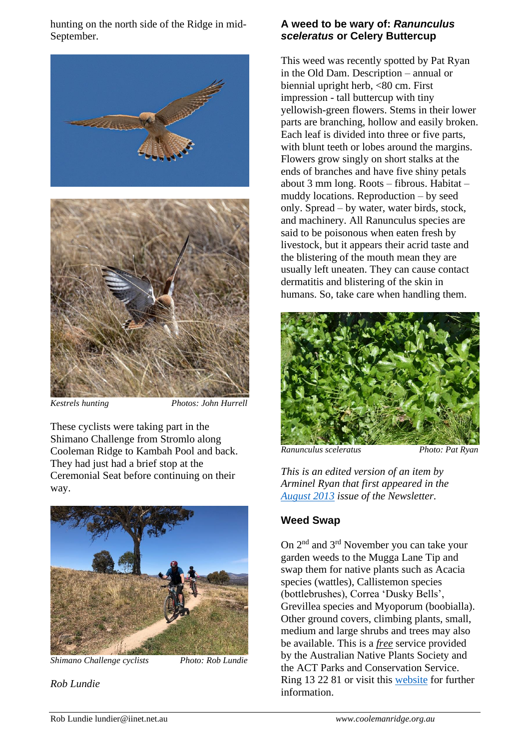hunting on the north side of the Ridge in mid-September.

*Kestrels hunting* *Photos: John Hurrell*

These cyclists were taking part in the Shimano Challenge from Stromlo along Cooleman Ridge to Kambah Pool and back. They had just had a brief stop at the Ceremonial Seat before continuing on their way.

*Shimano Challenge cyclists* *Photo: Rob Lundie*

*Rob Lundie*

## A weed to be wary of: *Ranunculus sceleratus* or Celery Buttercup

This weed was recently spotted by Pat Ryan in the Old Dam. Description – annual or biennial upright herb, <80 cm. First impression - tall buttercup with tiny yellowish-green flowers. Stems in their lower parts are branching, hollow and easily broken. Each leaf is divided into three or five parts, with blunt teeth or lobes around the margins. Flowers grow singly on short stalks at the ends of branches and have five shiny petals about 3 mm long. Roots – fibrous. Habitat – muddy locations. Reproduction – by seed only. Spread – by water, water birds, stock, and machinery. All Ranunculus species are said to be poisonous when eaten fresh by livestock, but it appears their acrid taste and the blistering of the mouth mean they are usually left uneaten. They can cause contact dermatitis and blistering of the skin in humans. So, take care when handling them.

*Ranunculus sceleratus* *Photo: Pat Ryan*

*This is an edited version of an item by Arminel Ryan that first appeared in the August 2013 issue of the Newsletter.*

## Weed Swap

On 2nd and 3rd November you can take your garden weeds to the Mugga Lane Tip and swap them for native plants such as Acacia species (wattles), Callistemon species (bottlebrushes), Correa 'Dusky Bells', Grevillea species and Myoporum (boobialla). Other ground covers, climbing plants, small, medium and large shrubs and trees may also be available. This is a *free* service provided by the Australian Native Plants Society and the ACT Parks and Conservation Service. Ring 13 22 81 or visit this website for further information.